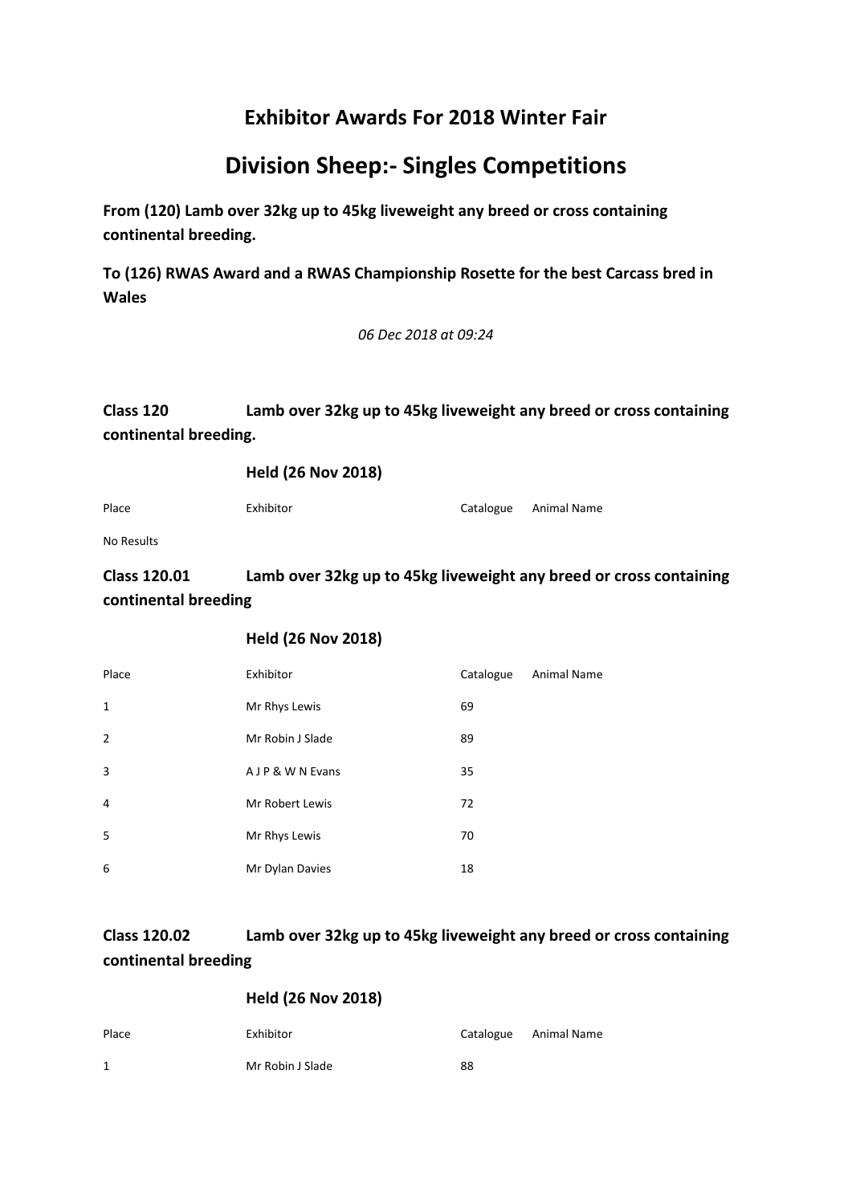# Exhibitor Awards For 2018 Winter Fair

## Division Sheep:- Singles Competitions

**From (120) Lamb over 32kg up to 45kg liveweight any breed or cross containing continental breeding.**

**To (126) RWAS Award and a RWAS Championship Rosette for the best Carcass bred in Wales**

*06 Dec 2018 at 09:24*

### Class 120 Lamb over 32kg up to 45kg liveweight any breed or cross containing continental breeding.

**Held (26 Nov 2018)**

| Place | Exhibitor | Catalogue | Animal Name |
|---|---|---|---|

No Results

### Class 120.01 Lamb over 32kg up to 45kg liveweight any breed or cross containing continental breeding

**Held (26 Nov 2018)**

| Place | Exhibitor | Catalogue | Animal Name |
|---|---|---|---|
| 1 | Mr Rhys Lewis | 69 | |
| 2 | Mr Robin J Slade | 89 | |
| 3 | A J P & W N Evans | 35 | |
| 4 | Mr Robert Lewis | 72 | |
| 5 | Mr Rhys Lewis | 70 | |
| 6 | Mr Dylan Davies | 18 | |

### Class 120.02 Lamb over 32kg up to 45kg liveweight any breed or cross containing continental breeding

**Held (26 Nov 2018)**

| Place | Exhibitor | Catalogue | Animal Name |
|---|---|---|---|
| 1 | Mr Robin J Slade | 88 | |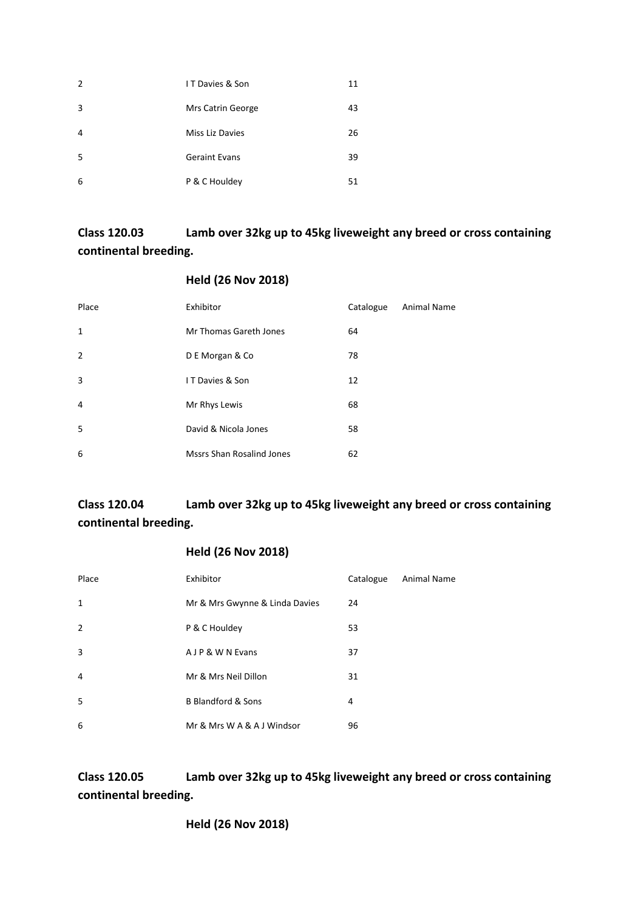| | | | |
|---|---|---|---|
| 2 | I T Davies & Son | 11 | |
| 3 | Mrs Catrin George | 43 | |
| 4 | Miss Liz Davies | 26 | |
| 5 | Geraint Evans | 39 | |
| 6 | P & C Houldey | 51 | |

## Class 120.03 Lamb over 32kg up to 45kg liveweight any breed or cross containing continental breeding.

### Held (26 Nov 2018)

| Place | Exhibitor | Catalogue | Animal Name |
|---|---|---|---|
| 1 | Mr Thomas Gareth Jones | 64 | |
| 2 | D E Morgan & Co | 78 | |
| 3 | I T Davies & Son | 12 | |
| 4 | Mr Rhys Lewis | 68 | |
| 5 | David & Nicola Jones | 58 | |
| 6 | Mssrs Shan Rosalind Jones | 62 | |

## Class 120.04 Lamb over 32kg up to 45kg liveweight any breed or cross containing continental breeding.

### Held (26 Nov 2018)

| Place | Exhibitor | Catalogue | Animal Name |
|---|---|---|---|
| 1 | Mr & Mrs Gwynne & Linda Davies | 24 | |
| 2 | P & C Houldey | 53 | |
| 3 | A J P & W N Evans | 37 | |
| 4 | Mr & Mrs Neil Dillon | 31 | |
| 5 | B Blandford & Sons | 4 | |
| 6 | Mr & Mrs W A & A J Windsor | 96 | |

## Class 120.05 Lamb over 32kg up to 45kg liveweight any breed or cross containing continental breeding.

### Held (26 Nov 2018)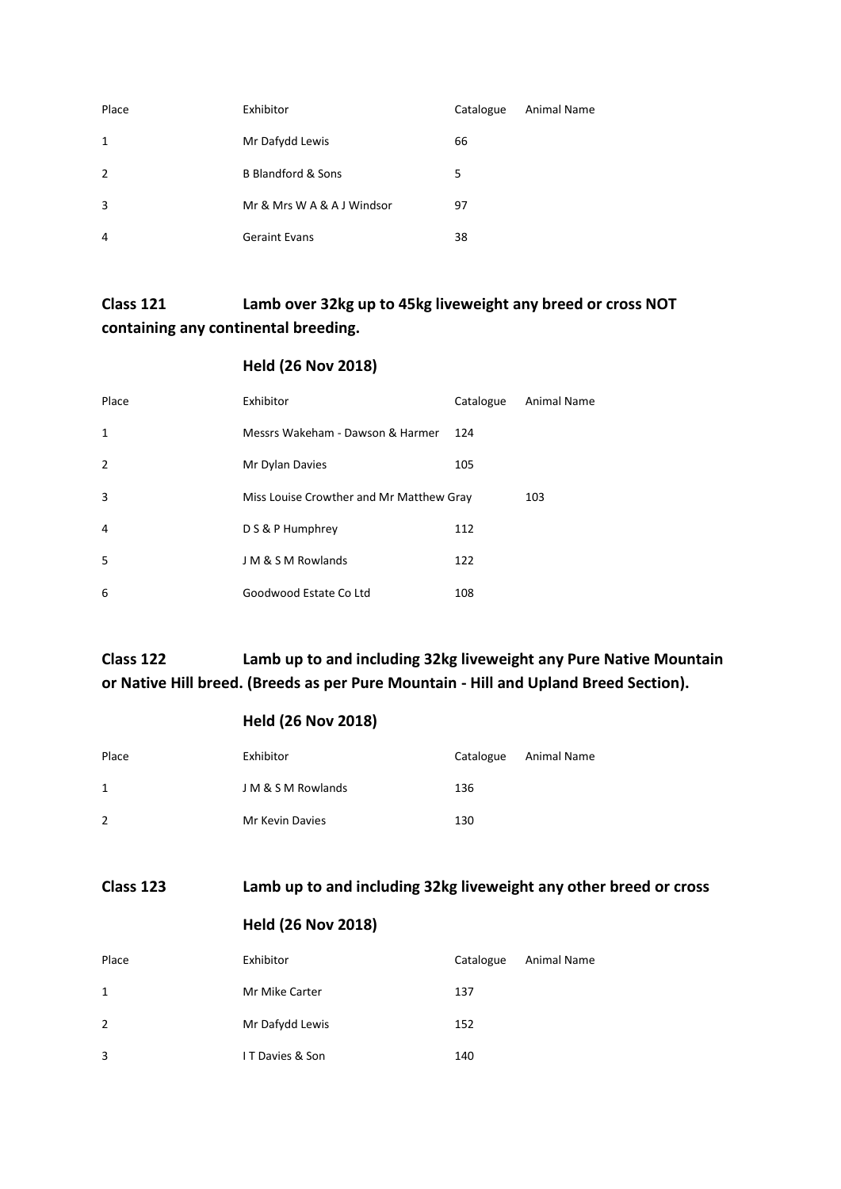| Place | Exhibitor | Catalogue | Animal Name |
| --- | --- | --- | --- |
| 1 | Mr Dafydd Lewis | 66 | |
| 2 | B Blandford & Sons | 5 | |
| 3 | Mr & Mrs W A & A J Windsor | 97 | |
| 4 | Geraint Evans | 38 | |

## Class 121 Lamb over 32kg up to 45kg liveweight any breed or cross NOT containing any continental breeding.

### Held (26 Nov 2018)

| Place | Exhibitor | Catalogue | Animal Name |
| --- | --- | --- | --- |
| 1 | Messrs Wakeham - Dawson & Harmer | 124 | |
| 2 | Mr Dylan Davies | 105 | |
| 3 | Miss Louise Crowther and Mr Matthew Gray | 103 | |
| 4 | D S & P Humphrey | 112 | |
| 5 | J M & S M Rowlands | 122 | |
| 6 | Goodwood Estate Co Ltd | 108 | |

## Class 122 Lamb up to and including 32kg liveweight any Pure Native Mountain or Native Hill breed. (Breeds as per Pure Mountain - Hill and Upland Breed Section).

### Held (26 Nov 2018)

| Place | Exhibitor | Catalogue | Animal Name |
| --- | --- | --- | --- |
| 1 | J M & S M Rowlands | 136 | |
| 2 | Mr Kevin Davies | 130 | |

## Class 123 Lamb up to and including 32kg liveweight any other breed or cross

### Held (26 Nov 2018)

| Place | Exhibitor | Catalogue | Animal Name |
| --- | --- | --- | --- |
| 1 | Mr Mike Carter | 137 | |
| 2 | Mr Dafydd Lewis | 152 | |
| 3 | I T Davies & Son | 140 | |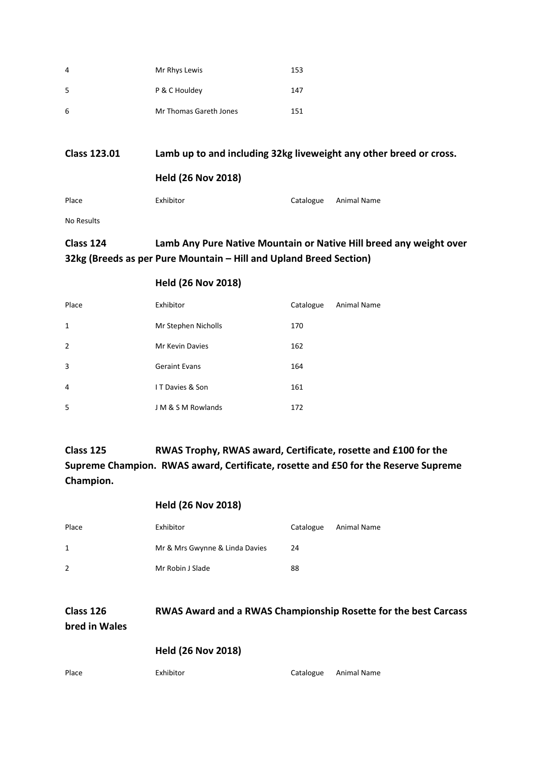| | | | |
|---|---|---|---|
| 4 | Mr Rhys Lewis | 153 | |
| 5 | P & C Houldey | 147 | |
| 6 | Mr Thomas Gareth Jones | 151 | |

## Class 123.01 Lamb up to and including 32kg liveweight any other breed or cross.

**Held (26 Nov 2018)**

| Place | Exhibitor | Catalogue | Animal Name |
|---|---|---|---|

No Results

## Class 124 Lamb Any Pure Native Mountain or Native Hill breed any weight over 32kg (Breeds as per Pure Mountain – Hill and Upland Breed Section)

**Held (26 Nov 2018)**

| Place | Exhibitor | Catalogue | Animal Name |
|---|---|---|---|
| 1 | Mr Stephen Nicholls | 170 | |
| 2 | Mr Kevin Davies | 162 | |
| 3 | Geraint Evans | 164 | |
| 4 | I T Davies & Son | 161 | |
| 5 | J M & S M Rowlands | 172 | |

## Class 125 RWAS Trophy, RWAS award, Certificate, rosette and £100 for the Supreme Champion. RWAS award, Certificate, rosette and £50 for the Reserve Supreme Champion.

**Held (26 Nov 2018)**

| Place | Exhibitor | Catalogue | Animal Name |
|---|---|---|---|
| 1 | Mr & Mrs Gwynne & Linda Davies | 24 | |
| 2 | Mr Robin J Slade | 88 | |

## Class 126 RWAS Award and a RWAS Championship Rosette for the best Carcass bred in Wales

**Held (26 Nov 2018)**

| Place | Exhibitor | Catalogue | Animal Name |
|---|---|---|---|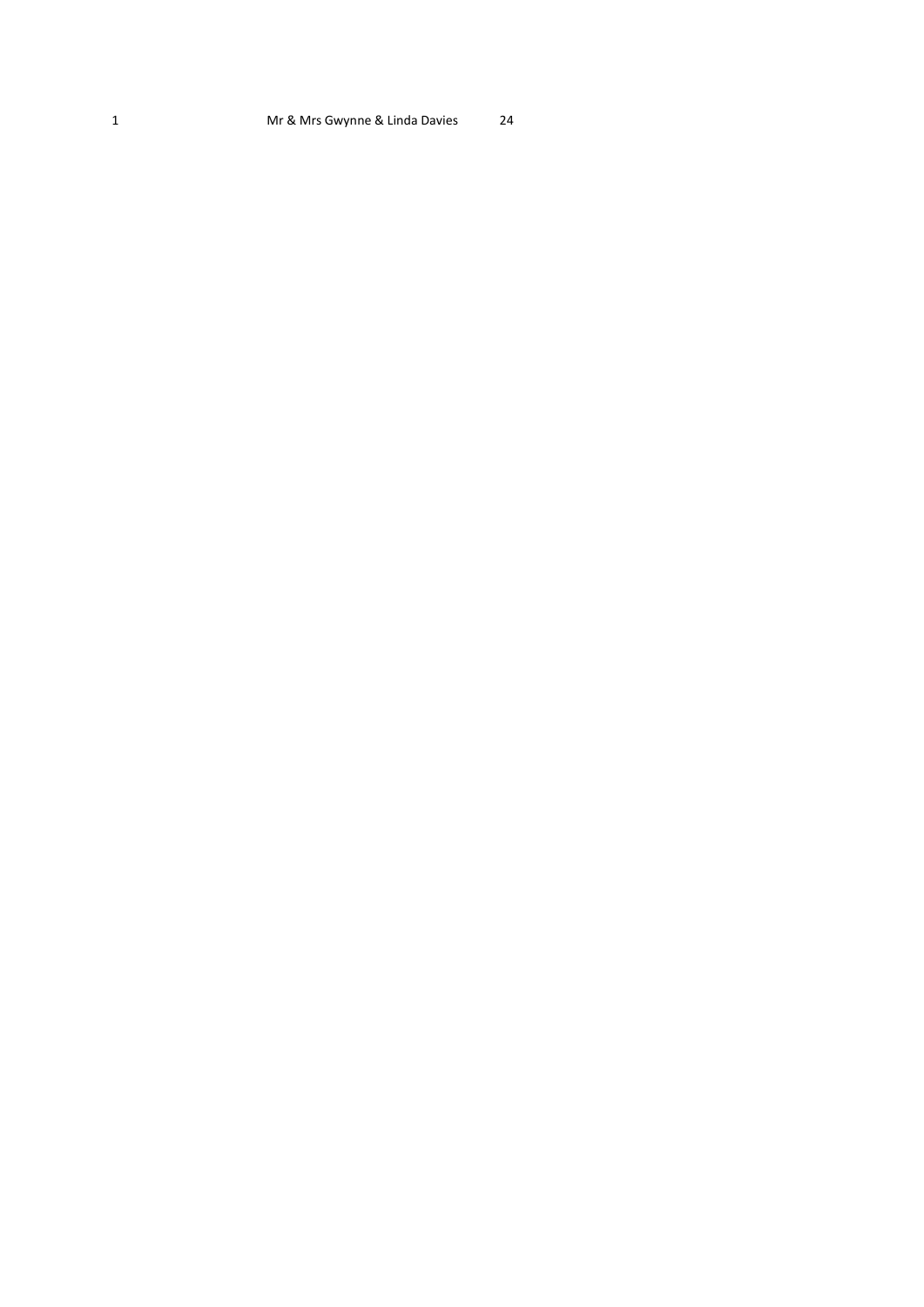| 1 | Mr & Mrs Gwynne & Linda Davies | 24 |
|---|---|---|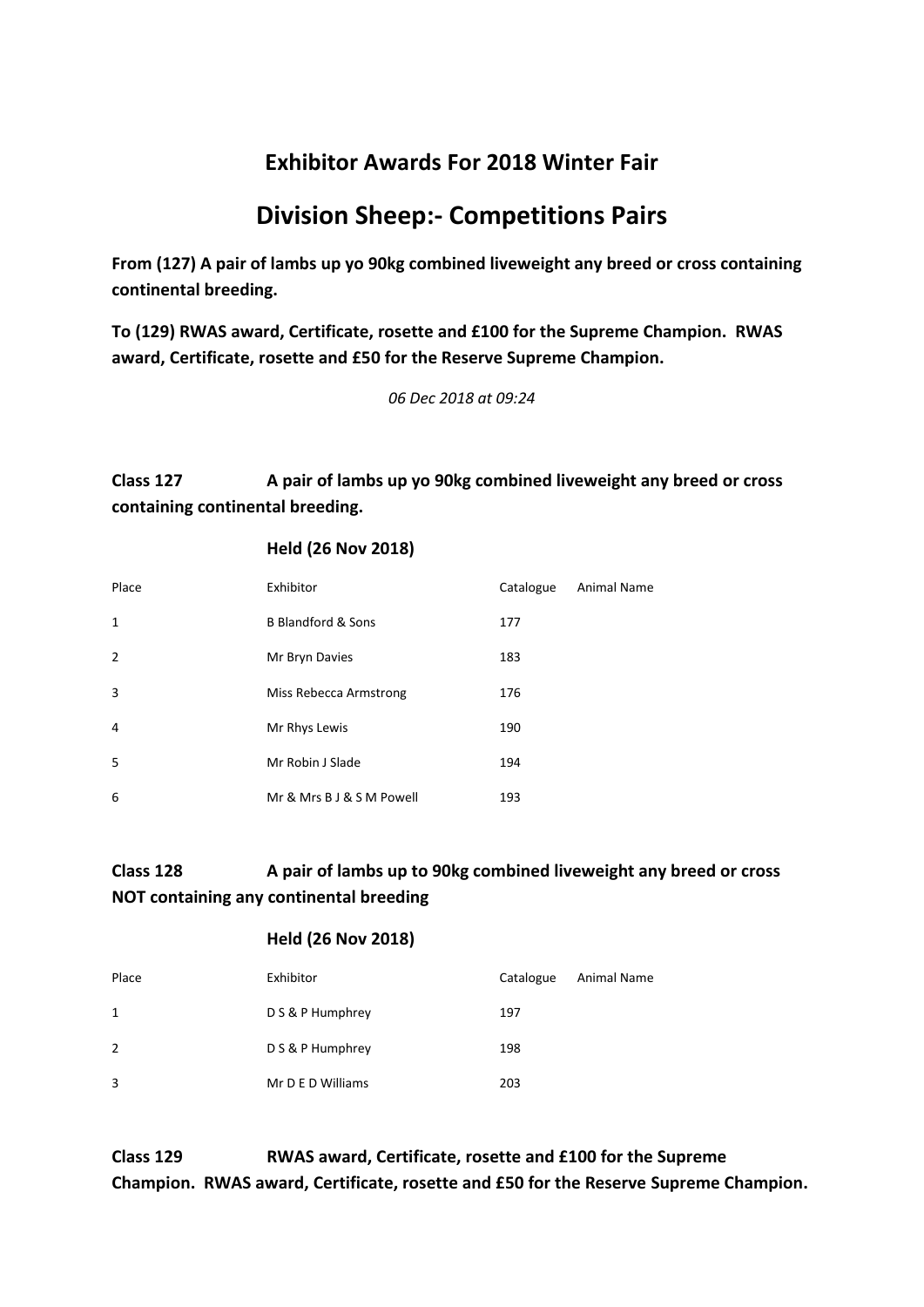## Exhibitor Awards For 2018 Winter Fair

# Division Sheep:- Competitions Pairs

**From (127) A pair of lambs up yo 90kg combined liveweight any breed or cross containing continental breeding.**

**To (129) RWAS award, Certificate, rosette and £100 for the Supreme Champion. RWAS award, Certificate, rosette and £50 for the Reserve Supreme Champion.**

*06 Dec 2018 at 09:24*

### Class 127 A pair of lambs up yo 90kg combined liveweight any breed or cross containing continental breeding.

**Held (26 Nov 2018)**

| Place | Exhibitor | Catalogue | Animal Name |
|---|---|---|---|
| 1 | B Blandford & Sons | 177 | |
| 2 | Mr Bryn Davies | 183 | |
| 3 | Miss Rebecca Armstrong | 176 | |
| 4 | Mr Rhys Lewis | 190 | |
| 5 | Mr Robin J Slade | 194 | |
| 6 | Mr & Mrs B J & S M Powell | 193 | |

### Class 128 A pair of lambs up to 90kg combined liveweight any breed or cross NOT containing any continental breeding

**Held (26 Nov 2018)**

| Place | Exhibitor | Catalogue | Animal Name |
|---|---|---|---|
| 1 | D S & P Humphrey | 197 | |
| 2 | D S & P Humphrey | 198 | |
| 3 | Mr D E D Williams | 203 | |

### Class 129 RWAS award, Certificate, rosette and £100 for the Supreme Champion. RWAS award, Certificate, rosette and £50 for the Reserve Supreme Champion.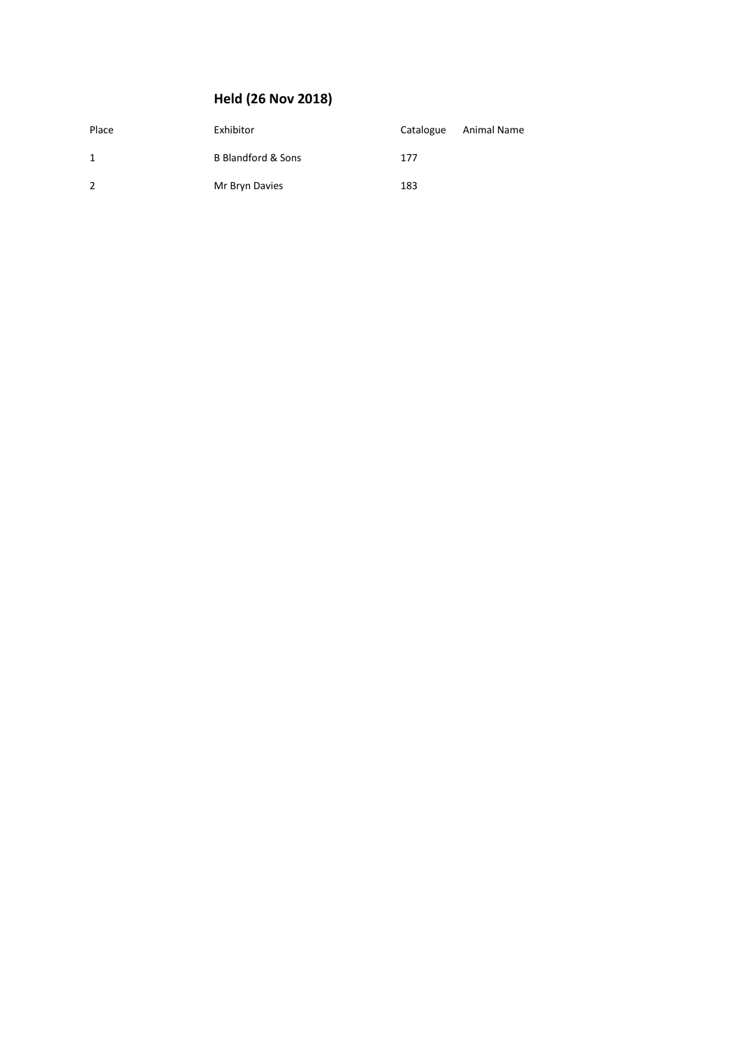## Held (26 Nov 2018)

| Place | Exhibitor | Catalogue | Animal Name |
|---|---|---|---|
| 1 | B Blandford & Sons | 177 | |
| 2 | Mr Bryn Davies | 183 | |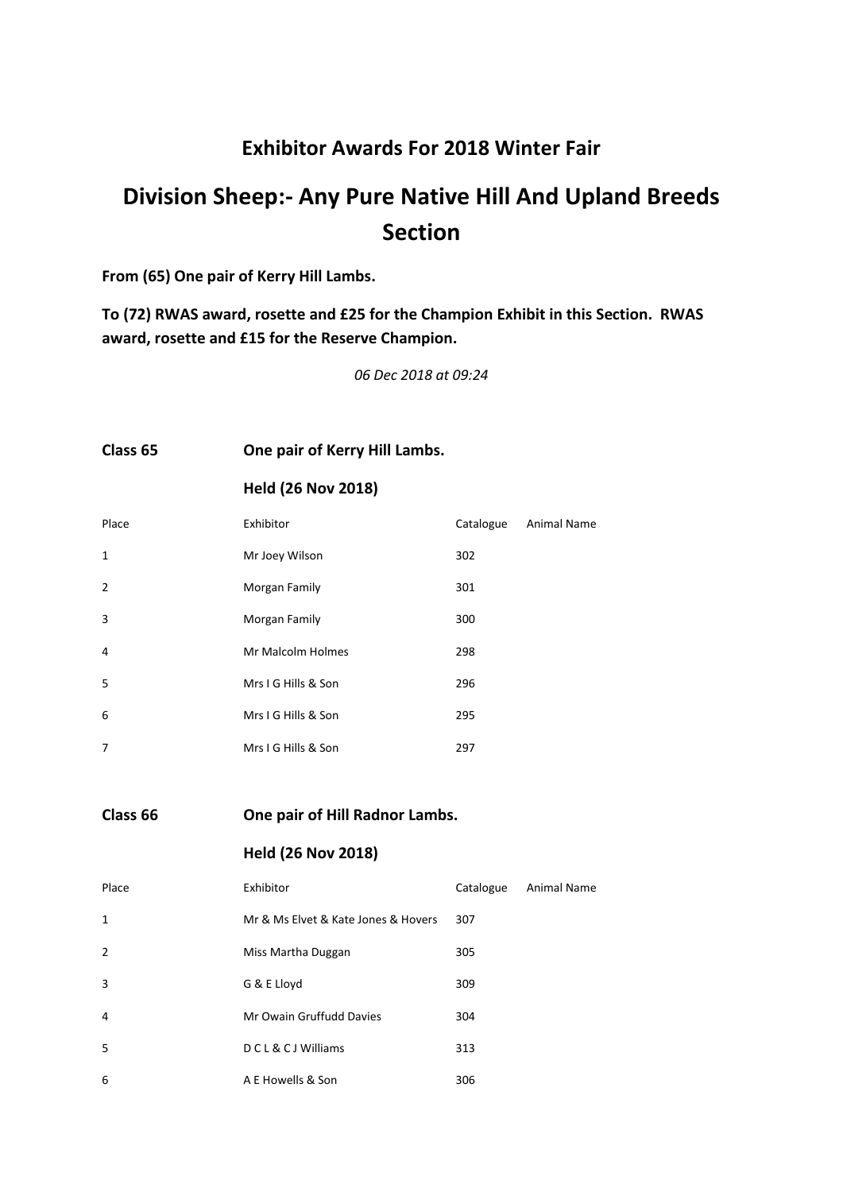## Exhibitor Awards For 2018 Winter Fair

# Division Sheep:- Any Pure Native Hill And Upland Breeds Section

**From (65) One pair of Kerry Hill Lambs.**

**To (72) RWAS award, rosette and £25 for the Champion Exhibit in this Section. RWAS award, rosette and £15 for the Reserve Champion.**

*06 Dec 2018 at 09:24*

**Class 65 One pair of Kerry Hill Lambs.**

**Held (26 Nov 2018)**

| Place | Exhibitor | Catalogue | Animal Name |
|---|---|---|---|
| 1 | Mr Joey Wilson | 302 | |
| 2 | Morgan Family | 301 | |
| 3 | Morgan Family | 300 | |
| 4 | Mr Malcolm Holmes | 298 | |
| 5 | Mrs I G Hills & Son | 296 | |
| 6 | Mrs I G Hills & Son | 295 | |
| 7 | Mrs I G Hills & Son | 297 | |

**Class 66 One pair of Hill Radnor Lambs.**

**Held (26 Nov 2018)**

| Place | Exhibitor | Catalogue | Animal Name |
|---|---|---|---|
| 1 | Mr & Ms Elvet & Kate Jones & Hovers | 307 | |
| 2 | Miss Martha Duggan | 305 | |
| 3 | G & E Lloyd | 309 | |
| 4 | Mr Owain Gruffudd Davies | 304 | |
| 5 | D C L & C J Williams | 313 | |
| 6 | A E Howells & Son | 306 | |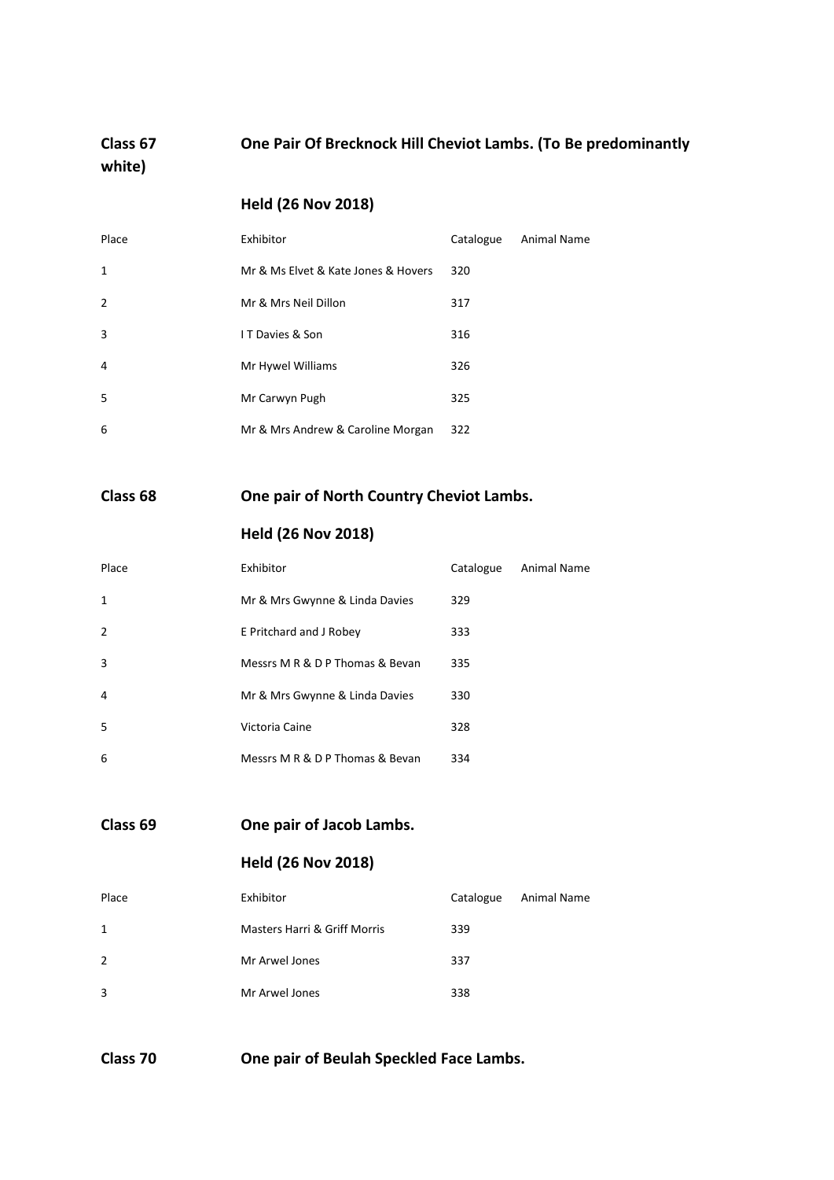## Class 67 One Pair Of Brecknock Hill Cheviot Lambs. (To Be predominantly white)

### Held (26 Nov 2018)

| Place | Exhibitor | Catalogue | Animal Name |
|---|---|---|---|
| 1 | Mr & Ms Elvet & Kate Jones & Hovers | 320 | |
| 2 | Mr & Mrs Neil Dillon | 317 | |
| 3 | I T Davies & Son | 316 | |
| 4 | Mr Hywel Williams | 326 | |
| 5 | Mr Carwyn Pugh | 325 | |
| 6 | Mr & Mrs Andrew & Caroline Morgan | 322 | |

## Class 68 One pair of North Country Cheviot Lambs.

### Held (26 Nov 2018)

| Place | Exhibitor | Catalogue | Animal Name |
|---|---|---|---|
| 1 | Mr & Mrs Gwynne & Linda Davies | 329 | |
| 2 | E Pritchard and J Robey | 333 | |
| 3 | Messrs M R & D P Thomas & Bevan | 335 | |
| 4 | Mr & Mrs Gwynne & Linda Davies | 330 | |
| 5 | Victoria Caine | 328 | |
| 6 | Messrs M R & D P Thomas & Bevan | 334 | |

## Class 69 One pair of Jacob Lambs.

### Held (26 Nov 2018)

| Place | Exhibitor | Catalogue | Animal Name |
|---|---|---|---|
| 1 | Masters Harri & Griff Morris | 339 | |
| 2 | Mr Arwel Jones | 337 | |
| 3 | Mr Arwel Jones | 338 | |

## Class 70 One pair of Beulah Speckled Face Lambs.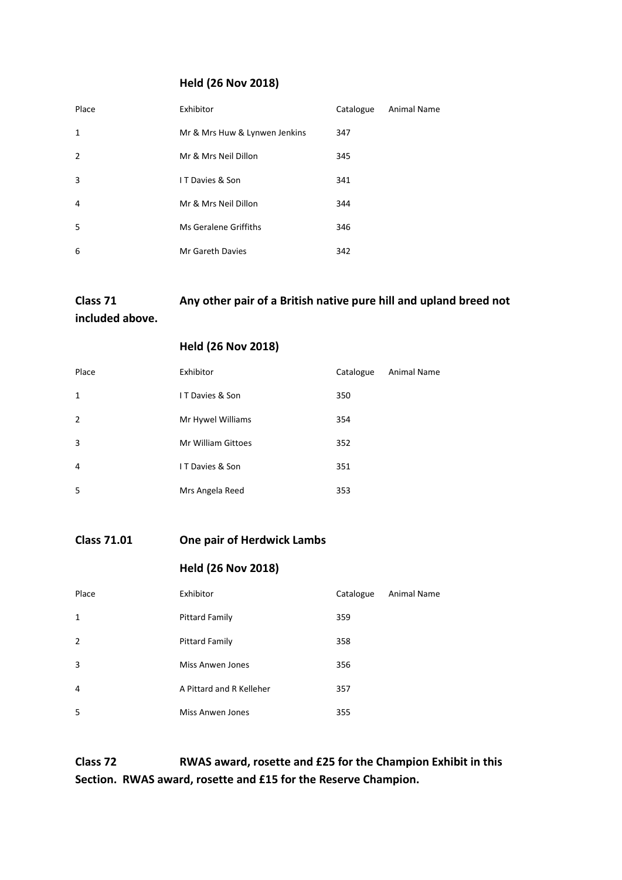**Held (26 Nov 2018)**

| Place | Exhibitor | Catalogue | Animal Name |
|---|---|---|---|
| 1 | Mr & Mrs Huw & Lynwen Jenkins | 347 | |
| 2 | Mr & Mrs Neil Dillon | 345 | |
| 3 | I T Davies & Son | 341 | |
| 4 | Mr & Mrs Neil Dillon | 344 | |
| 5 | Ms Geralene Griffiths | 346 | |
| 6 | Mr Gareth Davies | 342 | |

**Class 71 Any other pair of a British native pure hill and upland breed not included above.**

**Held (26 Nov 2018)**

| Place | Exhibitor | Catalogue | Animal Name |
|---|---|---|---|
| 1 | I T Davies & Son | 350 | |
| 2 | Mr Hywel Williams | 354 | |
| 3 | Mr William Gittoes | 352 | |
| 4 | I T Davies & Son | 351 | |
| 5 | Mrs Angela Reed | 353 | |

**Class 71.01 One pair of Herdwick Lambs**

**Held (26 Nov 2018)**

| Place | Exhibitor | Catalogue | Animal Name |
|---|---|---|---|
| 1 | Pittard Family | 359 | |
| 2 | Pittard Family | 358 | |
| 3 | Miss Anwen Jones | 356 | |
| 4 | A Pittard and R Kelleher | 357 | |
| 5 | Miss Anwen Jones | 355 | |

**Class 72 RWAS award, rosette and £25 for the Champion Exhibit in this Section. RWAS award, rosette and £15 for the Reserve Champion.**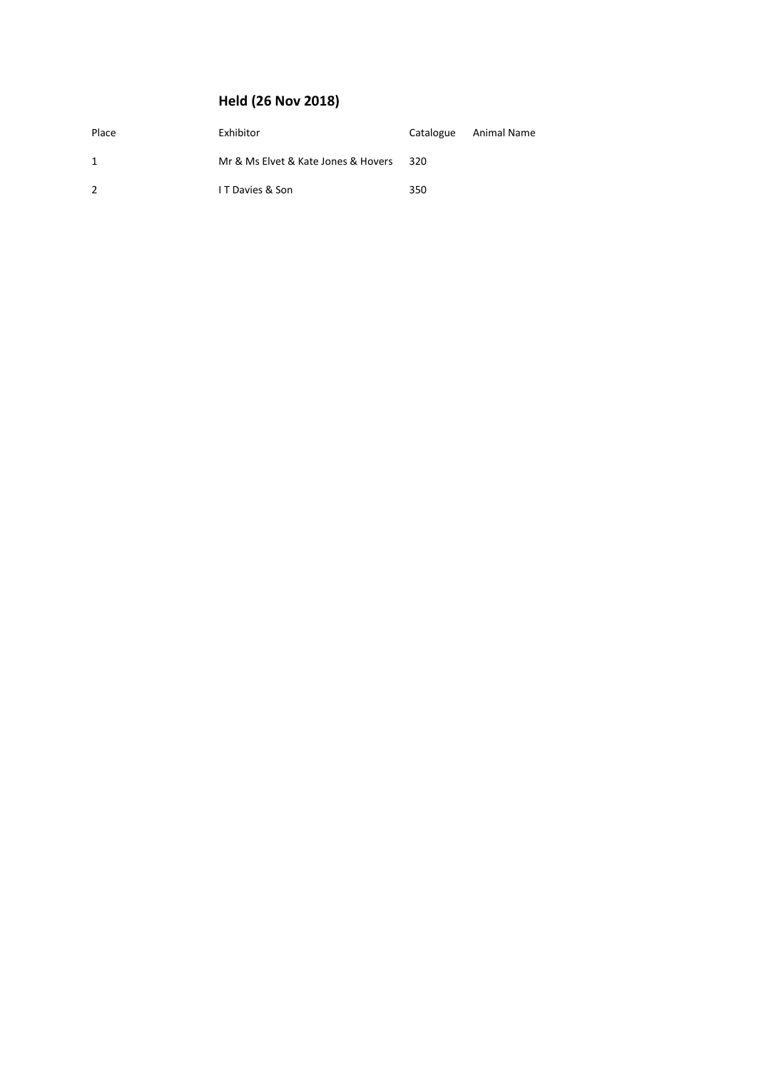## Held (26 Nov 2018)

| Place | Exhibitor | Catalogue | Animal Name |
| --- | --- | --- | --- |
| 1 | Mr & Ms Elvet & Kate Jones & Hovers | 320 | |
| 2 | I T Davies & Son | 350 | |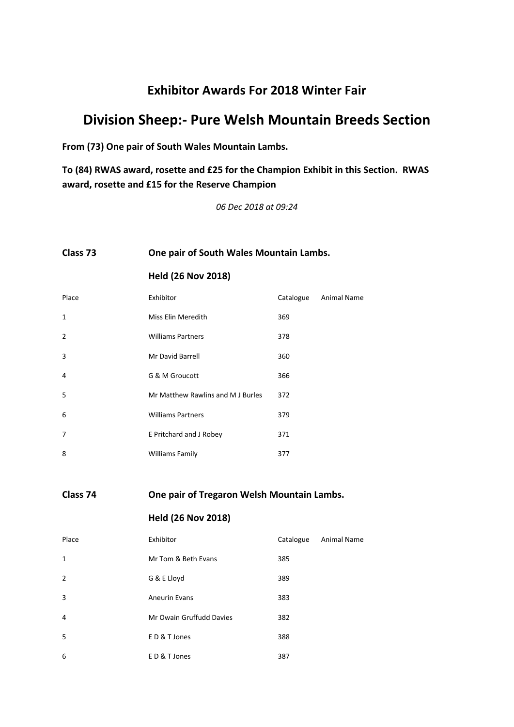## Exhibitor Awards For 2018 Winter Fair

# Division Sheep:- Pure Welsh Mountain Breeds Section

**From (73) One pair of South Wales Mountain Lambs.**

**To (84) RWAS award, rosette and £25 for the Champion Exhibit in this Section. RWAS award, rosette and £15 for the Reserve Champion**

*06 Dec 2018 at 09:24*

### Class 73 One pair of South Wales Mountain Lambs.

**Held (26 Nov 2018)**

| Place | Exhibitor | Catalogue | Animal Name |
|---|---|---|---|
| 1 | Miss Elin Meredith | 369 | |
| 2 | Williams Partners | 378 | |
| 3 | Mr David Barrell | 360 | |
| 4 | G & M Groucott | 366 | |
| 5 | Mr Matthew Rawlins and M J Burles | 372 | |
| 6 | Williams Partners | 379 | |
| 7 | E Pritchard and J Robey | 371 | |
| 8 | Williams Family | 377 | |

### Class 74 One pair of Tregaron Welsh Mountain Lambs.

**Held (26 Nov 2018)**

| Place | Exhibitor | Catalogue | Animal Name |
|---|---|---|---|
| 1 | Mr Tom & Beth Evans | 385 | |
| 2 | G & E Lloyd | 389 | |
| 3 | Aneurin Evans | 383 | |
| 4 | Mr Owain Gruffudd Davies | 382 | |
| 5 | E D & T Jones | 388 | |
| 6 | E D & T Jones | 387 | |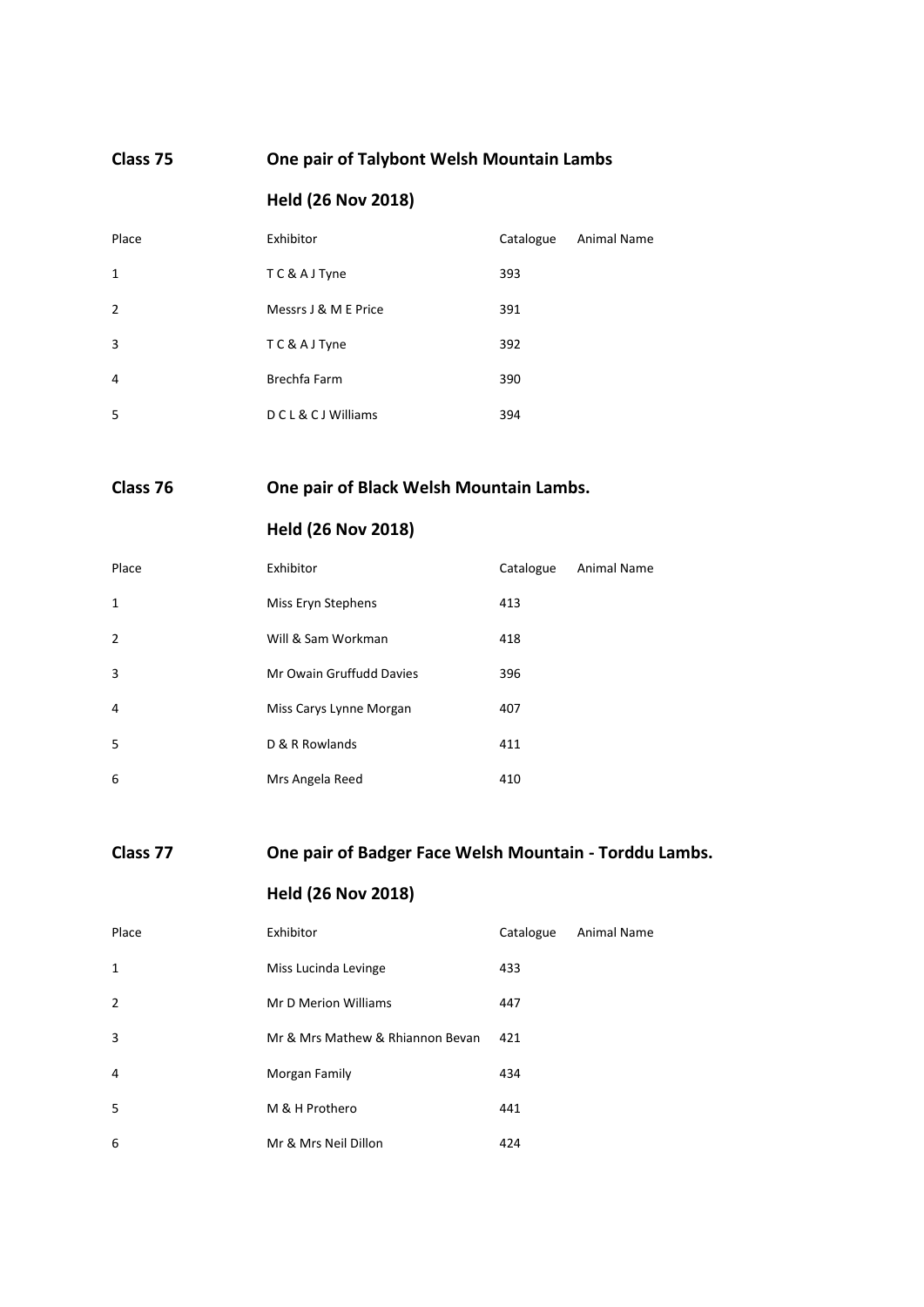## Class 75 One pair of Talybont Welsh Mountain Lambs

**Held (26 Nov 2018)**

| Place | Exhibitor | Catalogue | Animal Name |
|---|---|---|---|
| 1 | T C & A J Tyne | 393 | |
| 2 | Messrs J & M E Price | 391 | |
| 3 | T C & A J Tyne | 392 | |
| 4 | Brechfa Farm | 390 | |
| 5 | D C L & C J Williams | 394 | |

## Class 76 One pair of Black Welsh Mountain Lambs.

**Held (26 Nov 2018)**

| Place | Exhibitor | Catalogue | Animal Name |
|---|---|---|---|
| 1 | Miss Eryn Stephens | 413 | |
| 2 | Will & Sam Workman | 418 | |
| 3 | Mr Owain Gruffudd Davies | 396 | |
| 4 | Miss Carys Lynne Morgan | 407 | |
| 5 | D & R Rowlands | 411 | |
| 6 | Mrs Angela Reed | 410 | |

## Class 77 One pair of Badger Face Welsh Mountain - Torddu Lambs.

**Held (26 Nov 2018)**

| Place | Exhibitor | Catalogue | Animal Name |
|---|---|---|---|
| 1 | Miss Lucinda Levinge | 433 | |
| 2 | Mr D Merion Williams | 447 | |
| 3 | Mr & Mrs Mathew & Rhiannon Bevan | 421 | |
| 4 | Morgan Family | 434 | |
| 5 | M & H Prothero | 441 | |
| 6 | Mr & Mrs Neil Dillon | 424 | |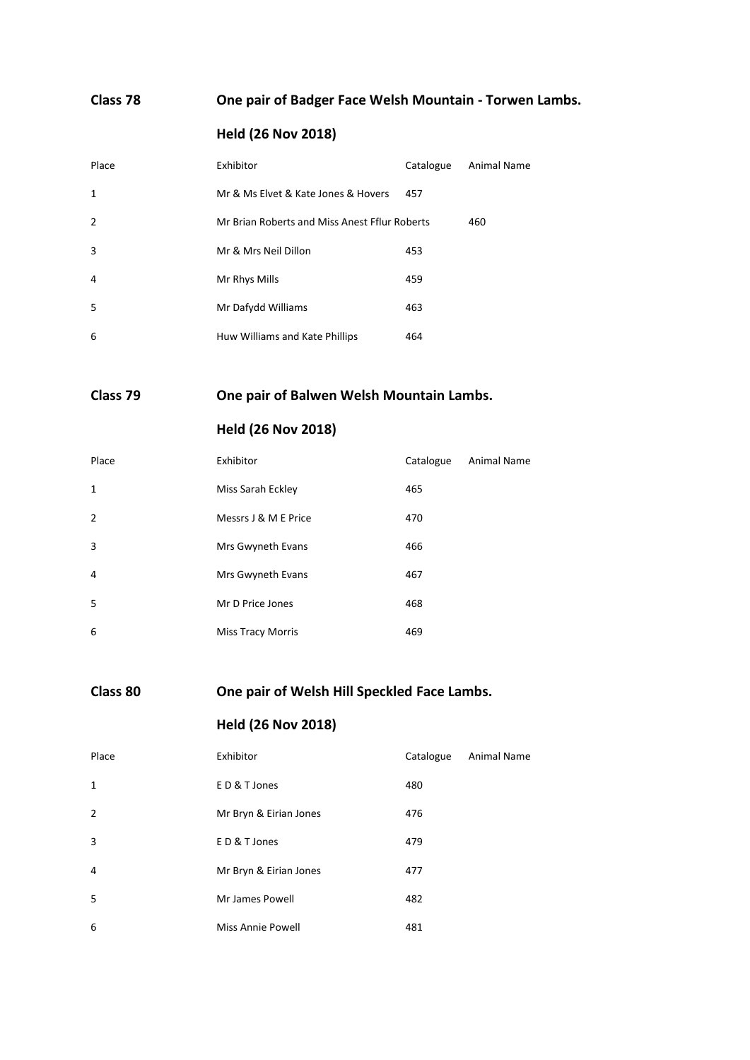## Class 78 One pair of Badger Face Welsh Mountain - Torwen Lambs.

### Held (26 Nov 2018)

| Place | Exhibitor | Catalogue | Animal Name |
|---|---|---|---|
| 1 | Mr & Ms Elvet & Kate Jones & Hovers | 457 | |
| 2 | Mr Brian Roberts and Miss Anest Fflur Roberts | | 460 |
| 3 | Mr & Mrs Neil Dillon | 453 | |
| 4 | Mr Rhys Mills | 459 | |
| 5 | Mr Dafydd Williams | 463 | |
| 6 | Huw Williams and Kate Phillips | 464 | |

## Class 79 One pair of Balwen Welsh Mountain Lambs.

### Held (26 Nov 2018)

| Place | Exhibitor | Catalogue | Animal Name |
|---|---|---|---|
| 1 | Miss Sarah Eckley | 465 | |
| 2 | Messrs J & M E Price | 470 | |
| 3 | Mrs Gwyneth Evans | 466 | |
| 4 | Mrs Gwyneth Evans | 467 | |
| 5 | Mr D Price Jones | 468 | |
| 6 | Miss Tracy Morris | 469 | |

## Class 80 One pair of Welsh Hill Speckled Face Lambs.

### Held (26 Nov 2018)

| Place | Exhibitor | Catalogue | Animal Name |
|---|---|---|---|
| 1 | E D & T Jones | 480 | |
| 2 | Mr Bryn & Eirian Jones | 476 | |
| 3 | E D & T Jones | 479 | |
| 4 | Mr Bryn & Eirian Jones | 477 | |
| 5 | Mr James Powell | 482 | |
| 6 | Miss Annie Powell | 481 | |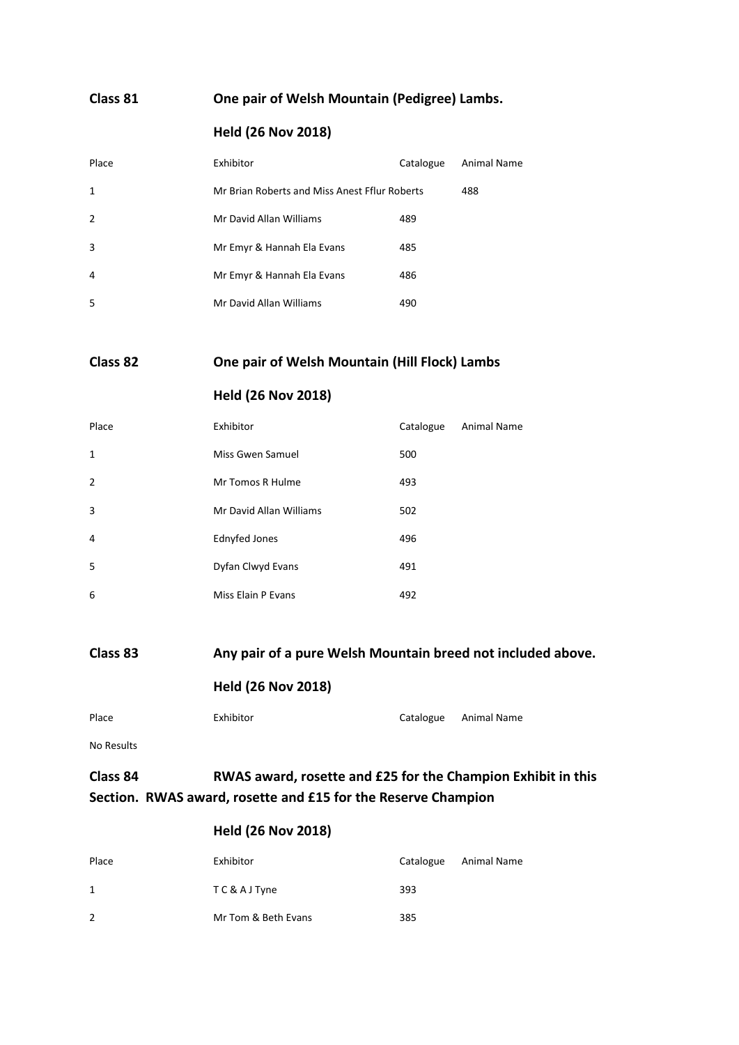**Class 81** **One pair of Welsh Mountain (Pedigree) Lambs.**

**Held (26 Nov 2018)**

| Place | Exhibitor | Catalogue | Animal Name |
|---|---|---|---|
| 1 | Mr Brian Roberts and Miss Anest Fflur Roberts | 488 | |
| 2 | Mr David Allan Williams | 489 | |
| 3 | Mr Emyr & Hannah Ela Evans | 485 | |
| 4 | Mr Emyr & Hannah Ela Evans | 486 | |
| 5 | Mr David Allan Williams | 490 | |

**Class 82** **One pair of Welsh Mountain (Hill Flock) Lambs**

**Held (26 Nov 2018)**

| Place | Exhibitor | Catalogue | Animal Name |
|---|---|---|---|
| 1 | Miss Gwen Samuel | 500 | |
| 2 | Mr Tomos R Hulme | 493 | |
| 3 | Mr David Allan Williams | 502 | |
| 4 | Ednyfed Jones | 496 | |
| 5 | Dyfan Clwyd Evans | 491 | |
| 6 | Miss Elain P Evans | 492 | |

**Class 83** **Any pair of a pure Welsh Mountain breed not included above.**

**Held (26 Nov 2018)**

| Place | Exhibitor | Catalogue | Animal Name |
|---|---|---|---|

No Results

**Class 84** **RWAS award, rosette and £25 for the Champion Exhibit in this Section. RWAS award, rosette and £15 for the Reserve Champion**

**Held (26 Nov 2018)**

| Place | Exhibitor | Catalogue | Animal Name |
|---|---|---|---|
| 1 | T C & A J Tyne | 393 | |
| 2 | Mr Tom & Beth Evans | 385 | |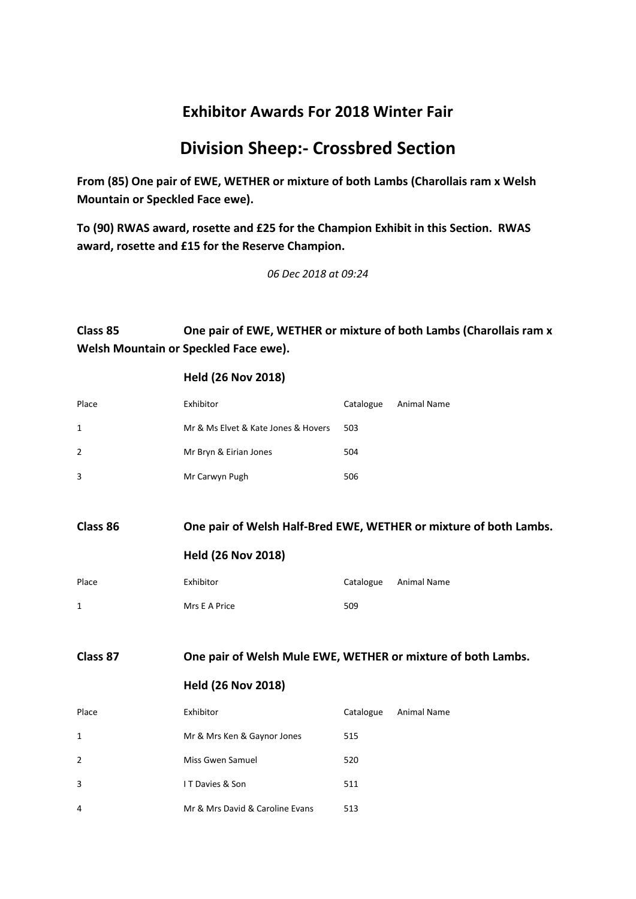## Exhibitor Awards For 2018 Winter Fair

# Division Sheep:- Crossbred Section

**From (85) One pair of EWE, WETHER or mixture of both Lambs (Charollais ram x Welsh Mountain or Speckled Face ewe).**

**To (90) RWAS award, rosette and £25 for the Champion Exhibit in this Section. RWAS award, rosette and £15 for the Reserve Champion.**

*06 Dec 2018 at 09:24*

### Class 85 One pair of EWE, WETHER or mixture of both Lambs (Charollais ram x Welsh Mountain or Speckled Face ewe).

**Held (26 Nov 2018)**

| Place | Exhibitor | Catalogue | Animal Name |
|---|---|---|---|
| 1 | Mr & Ms Elvet & Kate Jones & Hovers | 503 | |
| 2 | Mr Bryn & Eirian Jones | 504 | |
| 3 | Mr Carwyn Pugh | 506 | |

### Class 86 One pair of Welsh Half-Bred EWE, WETHER or mixture of both Lambs.

**Held (26 Nov 2018)**

| Place | Exhibitor | Catalogue | Animal Name |
|---|---|---|---|
| 1 | Mrs E A Price | 509 | |

### Class 87 One pair of Welsh Mule EWE, WETHER or mixture of both Lambs.

**Held (26 Nov 2018)**

| Place | Exhibitor | Catalogue | Animal Name |
|---|---|---|---|
| 1 | Mr & Mrs Ken & Gaynor Jones | 515 | |
| 2 | Miss Gwen Samuel | 520 | |
| 3 | I T Davies & Son | 511 | |
| 4 | Mr & Mrs David & Caroline Evans | 513 | |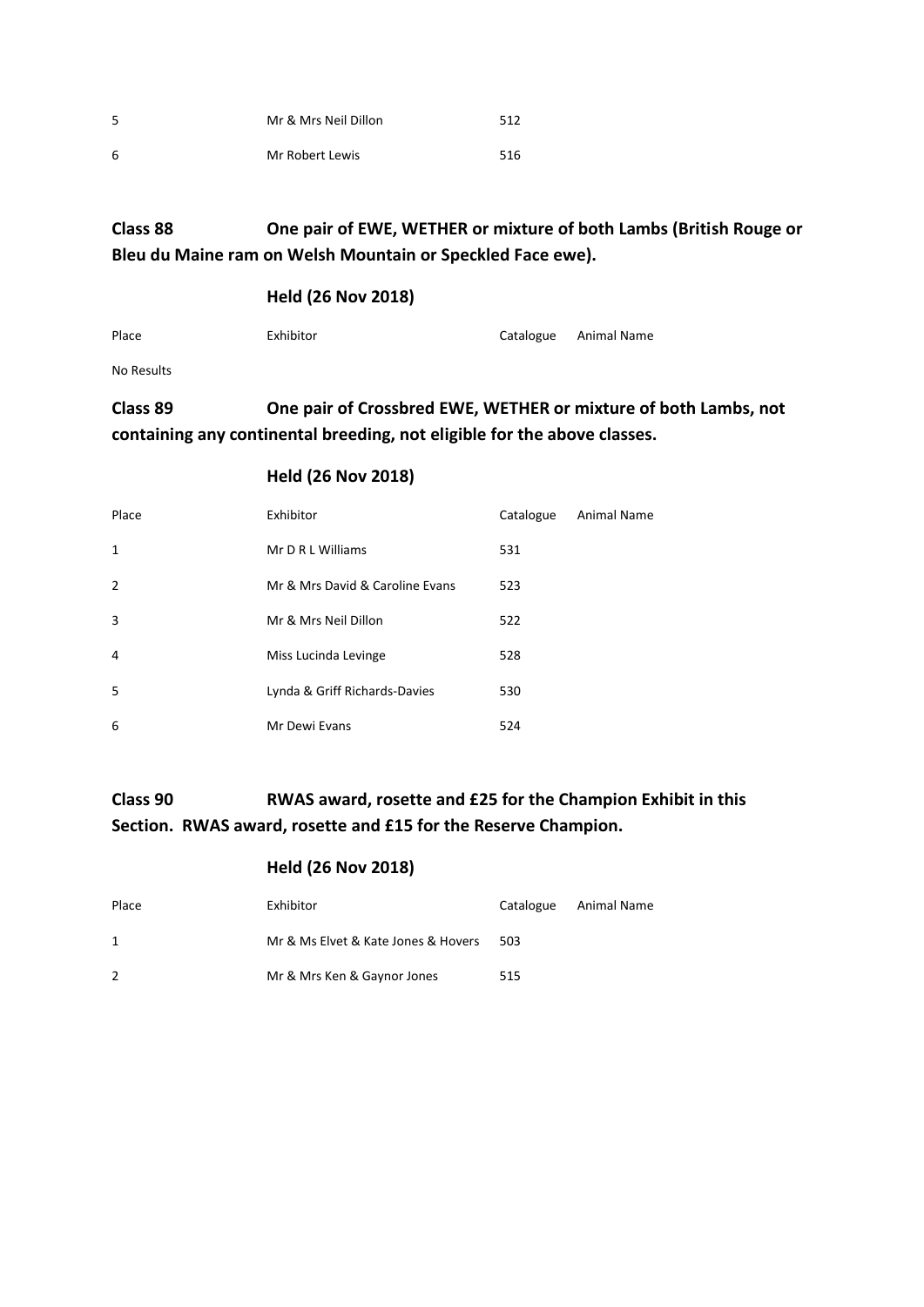| Place | Exhibitor | Catalogue | Animal Name |
|---|---|---|---|
| 5 | Mr & Mrs Neil Dillon | 512 | |
| 6 | Mr Robert Lewis | 516 | |

## Class 88 One pair of EWE, WETHER or mixture of both Lambs (British Rouge or Bleu du Maine ram on Welsh Mountain or Speckled Face ewe).

### Held (26 Nov 2018)

| Place | Exhibitor | Catalogue | Animal Name |
|---|---|---|---|

No Results

## Class 89 One pair of Crossbred EWE, WETHER or mixture of both Lambs, not containing any continental breeding, not eligible for the above classes.

### Held (26 Nov 2018)

| Place | Exhibitor | Catalogue | Animal Name |
|---|---|---|---|
| 1 | Mr D R L Williams | 531 | |
| 2 | Mr & Mrs David & Caroline Evans | 523 | |
| 3 | Mr & Mrs Neil Dillon | 522 | |
| 4 | Miss Lucinda Levinge | 528 | |
| 5 | Lynda & Griff Richards-Davies | 530 | |
| 6 | Mr Dewi Evans | 524 | |

## Class 90 RWAS award, rosette and £25 for the Champion Exhibit in this Section. RWAS award, rosette and £15 for the Reserve Champion.

### Held (26 Nov 2018)

| Place | Exhibitor | Catalogue | Animal Name |
|---|---|---|---|
| 1 | Mr & Ms Elvet & Kate Jones & Hovers | 503 | |
| 2 | Mr & Mrs Ken & Gaynor Jones | 515 | |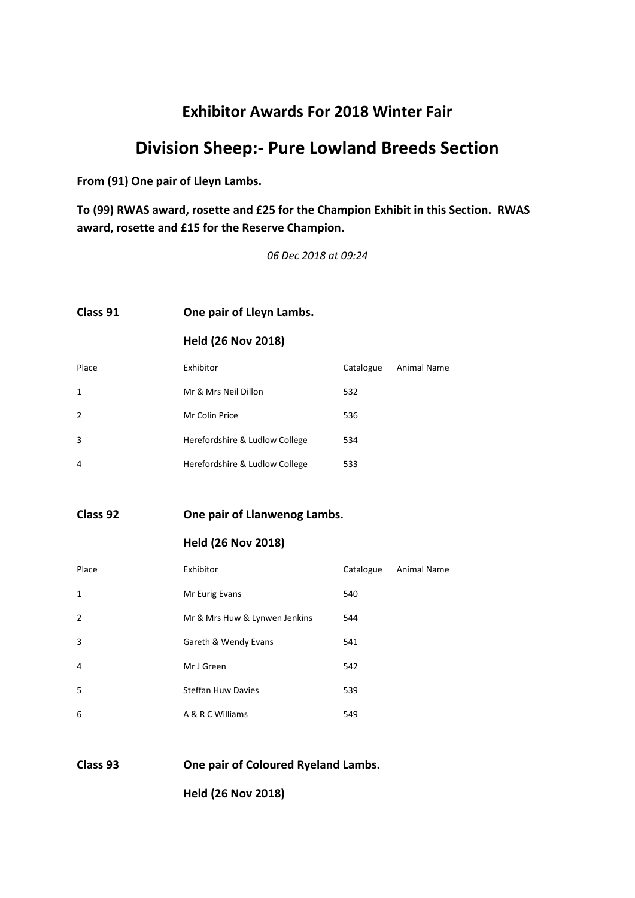## Exhibitor Awards For 2018 Winter Fair

# Division Sheep:- Pure Lowland Breeds Section

**From (91) One pair of Lleyn Lambs.**

**To (99) RWAS award, rosette and £25 for the Champion Exhibit in this Section. RWAS award, rosette and £15 for the Reserve Champion.**

*06 Dec 2018 at 09:24*

**Class 91** **One pair of Lleyn Lambs.**

**Held (26 Nov 2018)**

| Place | Exhibitor | Catalogue | Animal Name |
|---|---|---|---|
| 1 | Mr & Mrs Neil Dillon | 532 | |
| 2 | Mr Colin Price | 536 | |
| 3 | Herefordshire & Ludlow College | 534 | |
| 4 | Herefordshire & Ludlow College | 533 | |

**Class 92** **One pair of Llanwenog Lambs.**

**Held (26 Nov 2018)**

| Place | Exhibitor | Catalogue | Animal Name |
|---|---|---|---|
| 1 | Mr Eurig Evans | 540 | |
| 2 | Mr & Mrs Huw & Lynwen Jenkins | 544 | |
| 3 | Gareth & Wendy Evans | 541 | |
| 4 | Mr J Green | 542 | |
| 5 | Steffan Huw Davies | 539 | |
| 6 | A & R C Williams | 549 | |

**Class 93** **One pair of Coloured Ryeland Lambs.**

**Held (26 Nov 2018)**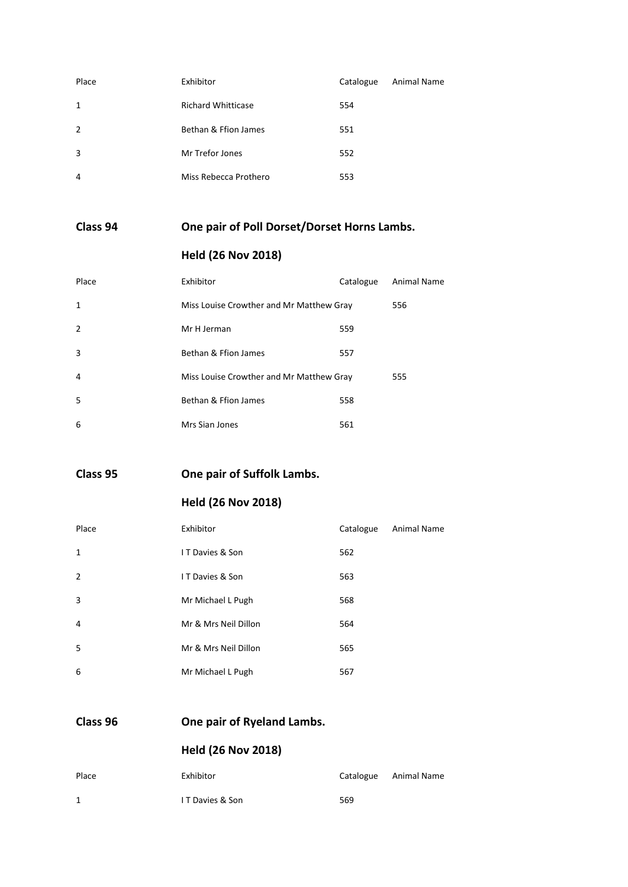| Place | Exhibitor | Catalogue | Animal Name |
|---|---|---|---|
| 1 | Richard Whitticase | 554 | |
| 2 | Bethan & Ffion James | 551 | |
| 3 | Mr Trefor Jones | 552 | |
| 4 | Miss Rebecca Prothero | 553 | |

## Class 94 One pair of Poll Dorset/Dorset Horns Lambs.

### Held (26 Nov 2018)

| Place | Exhibitor | Catalogue | Animal Name |
|---|---|---|---|
| 1 | Miss Louise Crowther and Mr Matthew Gray | | 556 |
| 2 | Mr H Jerman | 559 | |
| 3 | Bethan & Ffion James | 557 | |
| 4 | Miss Louise Crowther and Mr Matthew Gray | | 555 |
| 5 | Bethan & Ffion James | 558 | |
| 6 | Mrs Sian Jones | 561 | |

## Class 95 One pair of Suffolk Lambs.

### Held (26 Nov 2018)

| Place | Exhibitor | Catalogue | Animal Name |
|---|---|---|---|
| 1 | I T Davies & Son | 562 | |
| 2 | I T Davies & Son | 563 | |
| 3 | Mr Michael L Pugh | 568 | |
| 4 | Mr & Mrs Neil Dillon | 564 | |
| 5 | Mr & Mrs Neil Dillon | 565 | |
| 6 | Mr Michael L Pugh | 567 | |

## Class 96 One pair of Ryeland Lambs.

### Held (26 Nov 2018)

| Place | Exhibitor | Catalogue | Animal Name |
|---|---|---|---|
| 1 | I T Davies & Son | 569 | |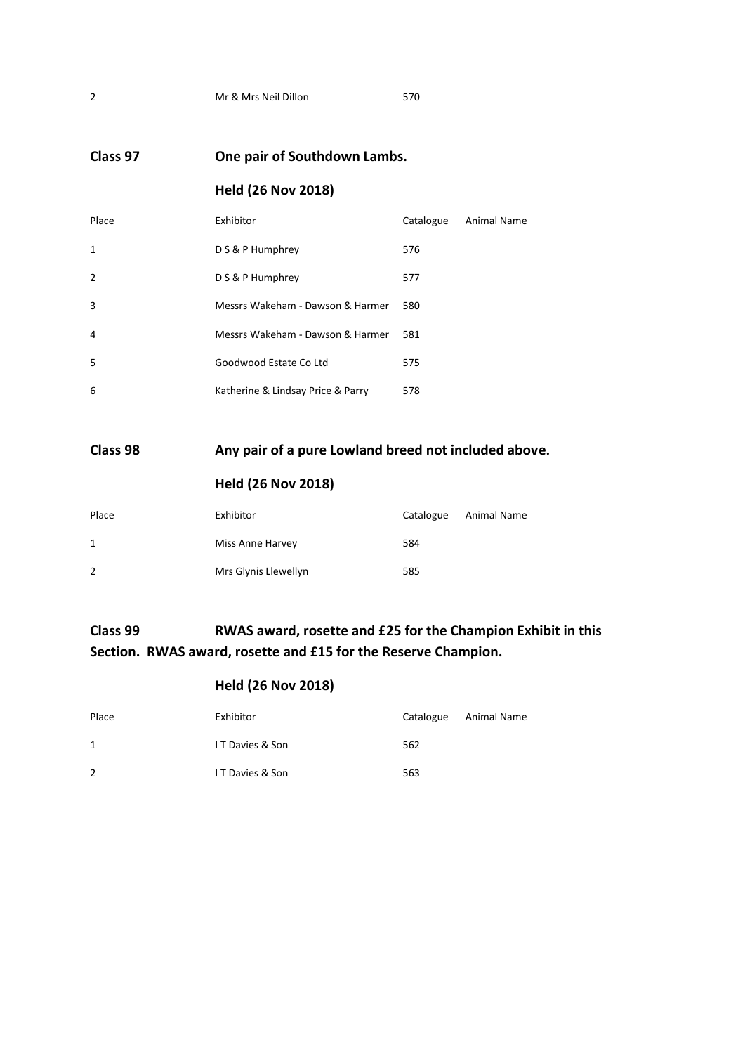| Place | Exhibitor | Catalogue | Animal Name |
|---|---|---|---|
| 2 | Mr & Mrs Neil Dillon | 570 | |

## Class 97 One pair of Southdown Lambs.

### Held (26 Nov 2018)

| Place | Exhibitor | Catalogue | Animal Name |
|---|---|---|---|
| 1 | D S & P Humphrey | 576 | |
| 2 | D S & P Humphrey | 577 | |
| 3 | Messrs Wakeham - Dawson & Harmer | 580 | |
| 4 | Messrs Wakeham - Dawson & Harmer | 581 | |
| 5 | Goodwood Estate Co Ltd | 575 | |
| 6 | Katherine & Lindsay Price & Parry | 578 | |

## Class 98 Any pair of a pure Lowland breed not included above.

### Held (26 Nov 2018)

| Place | Exhibitor | Catalogue | Animal Name |
|---|---|---|---|
| 1 | Miss Anne Harvey | 584 | |
| 2 | Mrs Glynis Llewellyn | 585 | |

## Class 99 RWAS award, rosette and £25 for the Champion Exhibit in this Section. RWAS award, rosette and £15 for the Reserve Champion.

### Held (26 Nov 2018)

| Place | Exhibitor | Catalogue | Animal Name |
|---|---|---|---|
| 1 | I T Davies & Son | 562 | |
| 2 | I T Davies & Son | 563 | |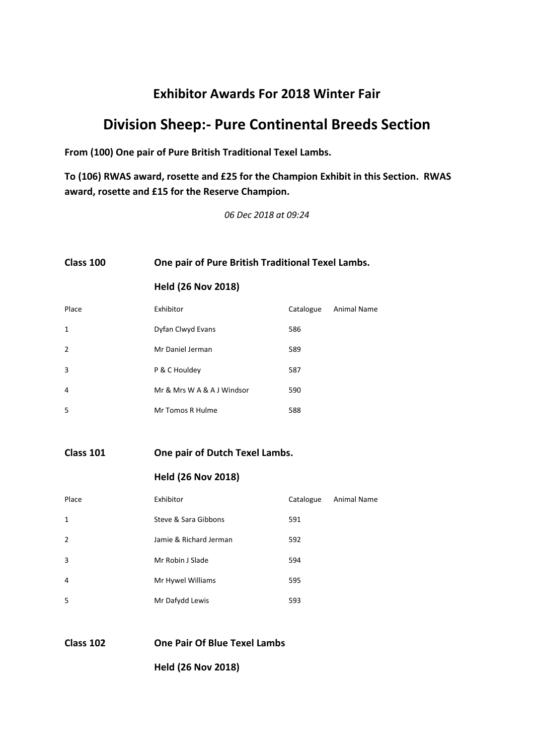## Exhibitor Awards For 2018 Winter Fair

# Division Sheep:- Pure Continental Breeds Section

**From (100) One pair of Pure British Traditional Texel Lambs.**

**To (106) RWAS award, rosette and £25 for the Champion Exhibit in this Section. RWAS award, rosette and £15 for the Reserve Champion.**

*06 Dec 2018 at 09:24*

**Class 100 One pair of Pure British Traditional Texel Lambs.**

**Held (26 Nov 2018)**

| Place | Exhibitor | Catalogue | Animal Name |
|---|---|---|---|
| 1 | Dyfan Clwyd Evans | 586 | |
| 2 | Mr Daniel Jerman | 589 | |
| 3 | P & C Houldey | 587 | |
| 4 | Mr & Mrs W A & A J Windsor | 590 | |
| 5 | Mr Tomos R Hulme | 588 | |

**Class 101 One pair of Dutch Texel Lambs.**

**Held (26 Nov 2018)**

| Place | Exhibitor | Catalogue | Animal Name |
|---|---|---|---|
| 1 | Steve & Sara Gibbons | 591 | |
| 2 | Jamie & Richard Jerman | 592 | |
| 3 | Mr Robin J Slade | 594 | |
| 4 | Mr Hywel Williams | 595 | |
| 5 | Mr Dafydd Lewis | 593 | |

**Class 102 One Pair Of Blue Texel Lambs**

**Held (26 Nov 2018)**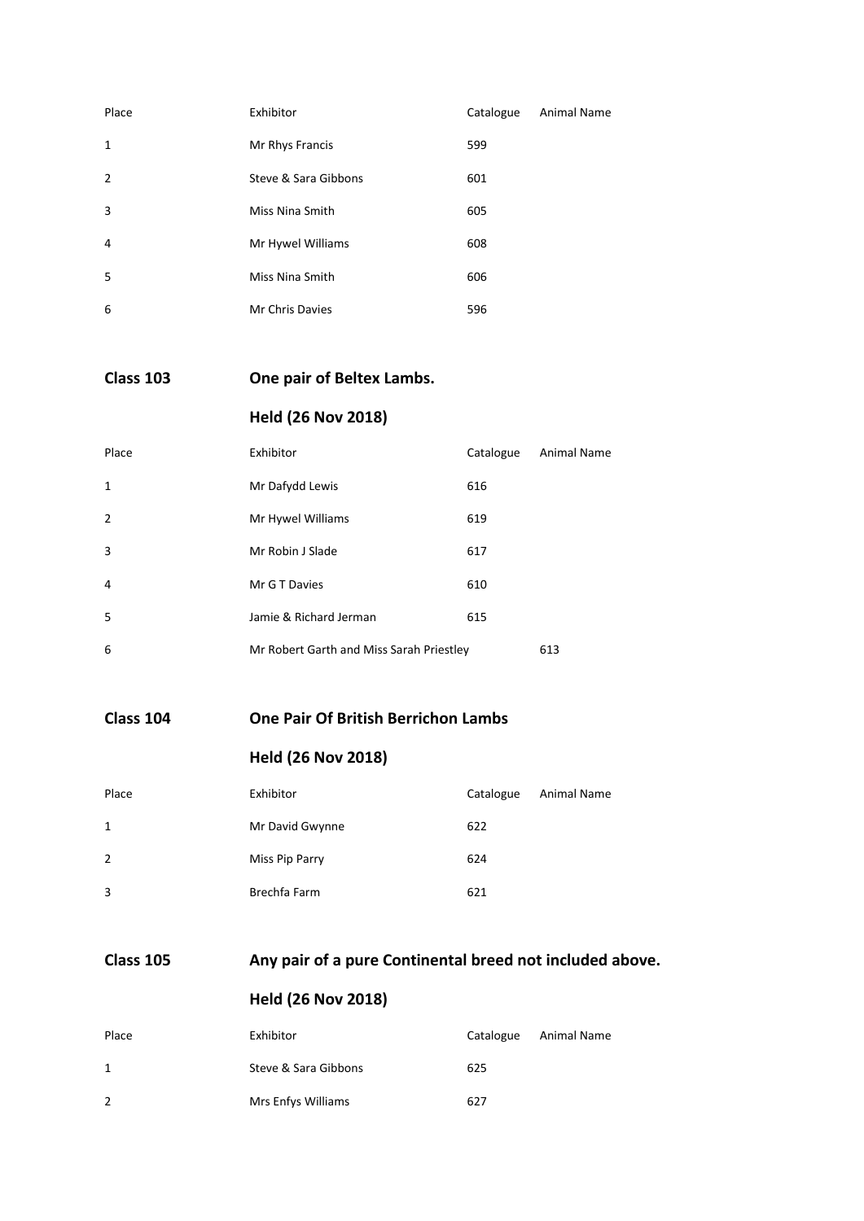| Place | Exhibitor | Catalogue | Animal Name |
| --- | --- | --- | --- |
| 1 | Mr Rhys Francis | 599 | |
| 2 | Steve & Sara Gibbons | 601 | |
| 3 | Miss Nina Smith | 605 | |
| 4 | Mr Hywel Williams | 608 | |
| 5 | Miss Nina Smith | 606 | |
| 6 | Mr Chris Davies | 596 | |

## Class 103 One pair of Beltex Lambs.

### Held (26 Nov 2018)

| Place | Exhibitor | Catalogue | Animal Name |
| --- | --- | --- | --- |
| 1 | Mr Dafydd Lewis | 616 | |
| 2 | Mr Hywel Williams | 619 | |
| 3 | Mr Robin J Slade | 617 | |
| 4 | Mr G T Davies | 610 | |
| 5 | Jamie & Richard Jerman | 615 | |
| 6 | Mr Robert Garth and Miss Sarah Priestley | 613 | |

## Class 104 One Pair Of British Berrichon Lambs

### Held (26 Nov 2018)

| Place | Exhibitor | Catalogue | Animal Name |
| --- | --- | --- | --- |
| 1 | Mr David Gwynne | 622 | |
| 2 | Miss Pip Parry | 624 | |
| 3 | Brechfa Farm | 621 | |

## Class 105 Any pair of a pure Continental breed not included above.

### Held (26 Nov 2018)

| Place | Exhibitor | Catalogue | Animal Name |
| --- | --- | --- | --- |
| 1 | Steve & Sara Gibbons | 625 | |
| 2 | Mrs Enfys Williams | 627 | |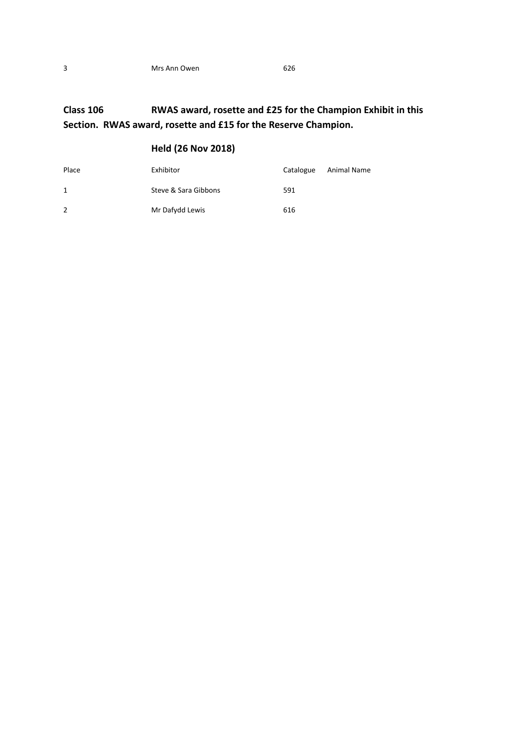| 3 | Mrs Ann Owen | 626 | |
|---|---|---|---|

**Class 106 RWAS award, rosette and £25 for the Champion Exhibit in this Section. RWAS award, rosette and £15 for the Reserve Champion.**

**Held (26 Nov 2018)**

| Place | Exhibitor | Catalogue | Animal Name |
|---|---|---|---|
| 1 | Steve & Sara Gibbons | 591 | |
| 2 | Mr Dafydd Lewis | 616 | |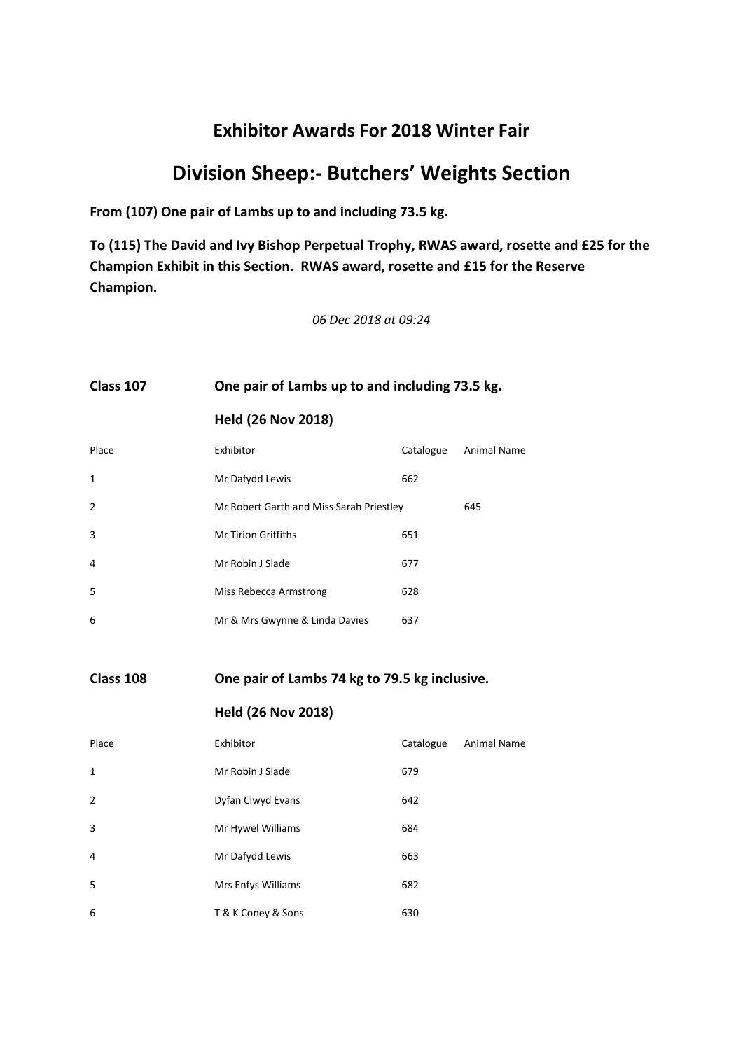## Exhibitor Awards For 2018 Winter Fair

# Division Sheep:- Butchers' Weights Section

**From (107) One pair of Lambs up to and including 73.5 kg.**

**To (115) The David and Ivy Bishop Perpetual Trophy, RWAS award, rosette and £25 for the Champion Exhibit in this Section. RWAS award, rosette and £15 for the Reserve Champion.**

*06 Dec 2018 at 09:24*

### Class 107 — One pair of Lambs up to and including 73.5 kg.

**Held (26 Nov 2018)**

| Place | Exhibitor | Catalogue | Animal Name |
|---|---|---|---|
| 1 | Mr Dafydd Lewis | 662 | |
| 2 | Mr Robert Garth and Miss Sarah Priestley | 645 | |
| 3 | Mr Tirion Griffiths | 651 | |
| 4 | Mr Robin J Slade | 677 | |
| 5 | Miss Rebecca Armstrong | 628 | |
| 6 | Mr & Mrs Gwynne & Linda Davies | 637 | |

### Class 108 — One pair of Lambs 74 kg to 79.5 kg inclusive.

**Held (26 Nov 2018)**

| Place | Exhibitor | Catalogue | Animal Name |
|---|---|---|---|
| 1 | Mr Robin J Slade | 679 | |
| 2 | Dyfan Clwyd Evans | 642 | |
| 3 | Mr Hywel Williams | 684 | |
| 4 | Mr Dafydd Lewis | 663 | |
| 5 | Mrs Enfys Williams | 682 | |
| 6 | T & K Coney & Sons | 630 | |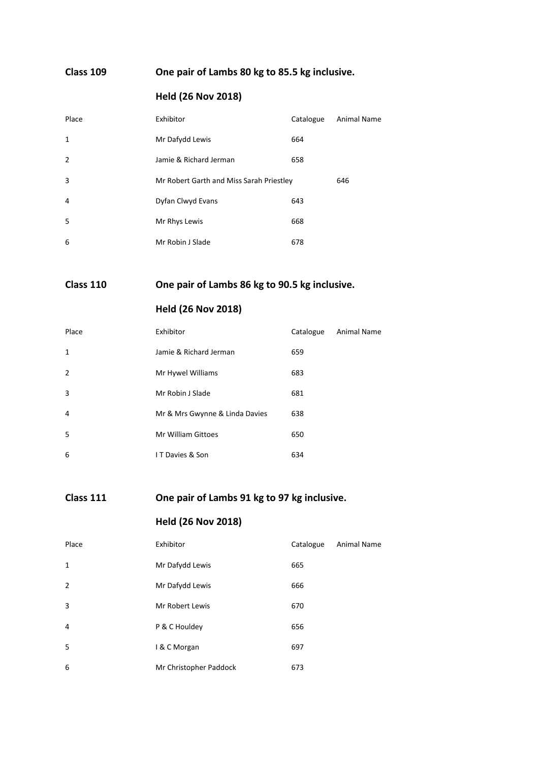## Class 109 One pair of Lambs 80 kg to 85.5 kg inclusive.

### Held (26 Nov 2018)

| Place | Exhibitor | Catalogue | Animal Name |
|---|---|---|---|
| 1 | Mr Dafydd Lewis | 664 | |
| 2 | Jamie & Richard Jerman | 658 | |
| 3 | Mr Robert Garth and Miss Sarah Priestley | 646 | |
| 4 | Dyfan Clwyd Evans | 643 | |
| 5 | Mr Rhys Lewis | 668 | |
| 6 | Mr Robin J Slade | 678 | |

## Class 110 One pair of Lambs 86 kg to 90.5 kg inclusive.

### Held (26 Nov 2018)

| Place | Exhibitor | Catalogue | Animal Name |
|---|---|---|---|
| 1 | Jamie & Richard Jerman | 659 | |
| 2 | Mr Hywel Williams | 683 | |
| 3 | Mr Robin J Slade | 681 | |
| 4 | Mr & Mrs Gwynne & Linda Davies | 638 | |
| 5 | Mr William Gittoes | 650 | |
| 6 | I T Davies & Son | 634 | |

## Class 111 One pair of Lambs 91 kg to 97 kg inclusive.

### Held (26 Nov 2018)

| Place | Exhibitor | Catalogue | Animal Name |
|---|---|---|---|
| 1 | Mr Dafydd Lewis | 665 | |
| 2 | Mr Dafydd Lewis | 666 | |
| 3 | Mr Robert Lewis | 670 | |
| 4 | P & C Houldey | 656 | |
| 5 | I & C Morgan | 697 | |
| 6 | Mr Christopher Paddock | 673 | |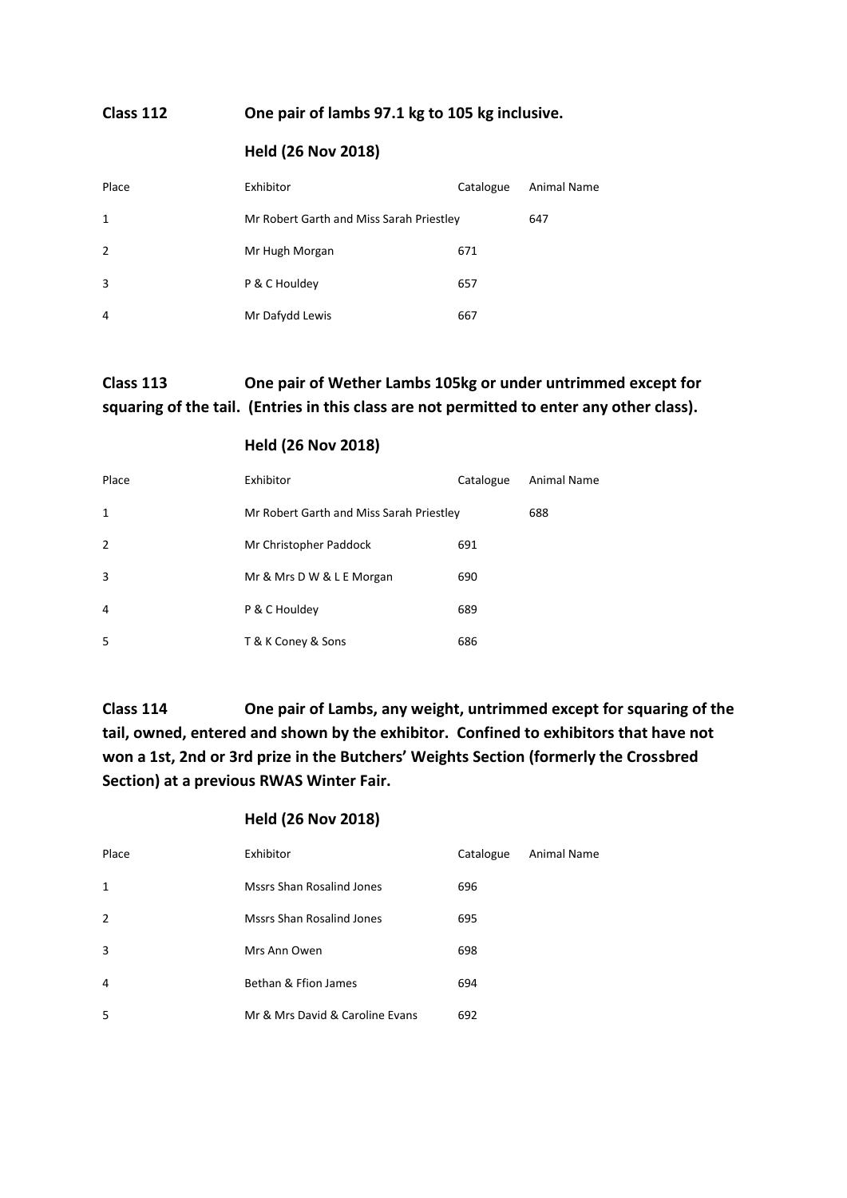## Class 112 One pair of lambs 97.1 kg to 105 kg inclusive.

**Held (26 Nov 2018)**

| Place | Exhibitor | Catalogue | Animal Name |
|---|---|---|---|
| 1 | Mr Robert Garth and Miss Sarah Priestley | | 647 |
| 2 | Mr Hugh Morgan | 671 | |
| 3 | P & C Houldey | 657 | |
| 4 | Mr Dafydd Lewis | 667 | |

## Class 113 One pair of Wether Lambs 105kg or under untrimmed except for squaring of the tail. (Entries in this class are not permitted to enter any other class).

**Held (26 Nov 2018)**

| Place | Exhibitor | Catalogue | Animal Name |
|---|---|---|---|
| 1 | Mr Robert Garth and Miss Sarah Priestley | | 688 |
| 2 | Mr Christopher Paddock | 691 | |
| 3 | Mr & Mrs D W & L E Morgan | 690 | |
| 4 | P & C Houldey | 689 | |
| 5 | T & K Coney & Sons | 686 | |

## Class 114 One pair of Lambs, any weight, untrimmed except for squaring of the tail, owned, entered and shown by the exhibitor. Confined to exhibitors that have not won a 1st, 2nd or 3rd prize in the Butchers' Weights Section (formerly the Crossbred Section) at a previous RWAS Winter Fair.

**Held (26 Nov 2018)**

| Place | Exhibitor | Catalogue | Animal Name |
|---|---|---|---|
| 1 | Mssrs Shan Rosalind Jones | 696 | |
| 2 | Mssrs Shan Rosalind Jones | 695 | |
| 3 | Mrs Ann Owen | 698 | |
| 4 | Bethan & Ffion James | 694 | |
| 5 | Mr & Mrs David & Caroline Evans | 692 | |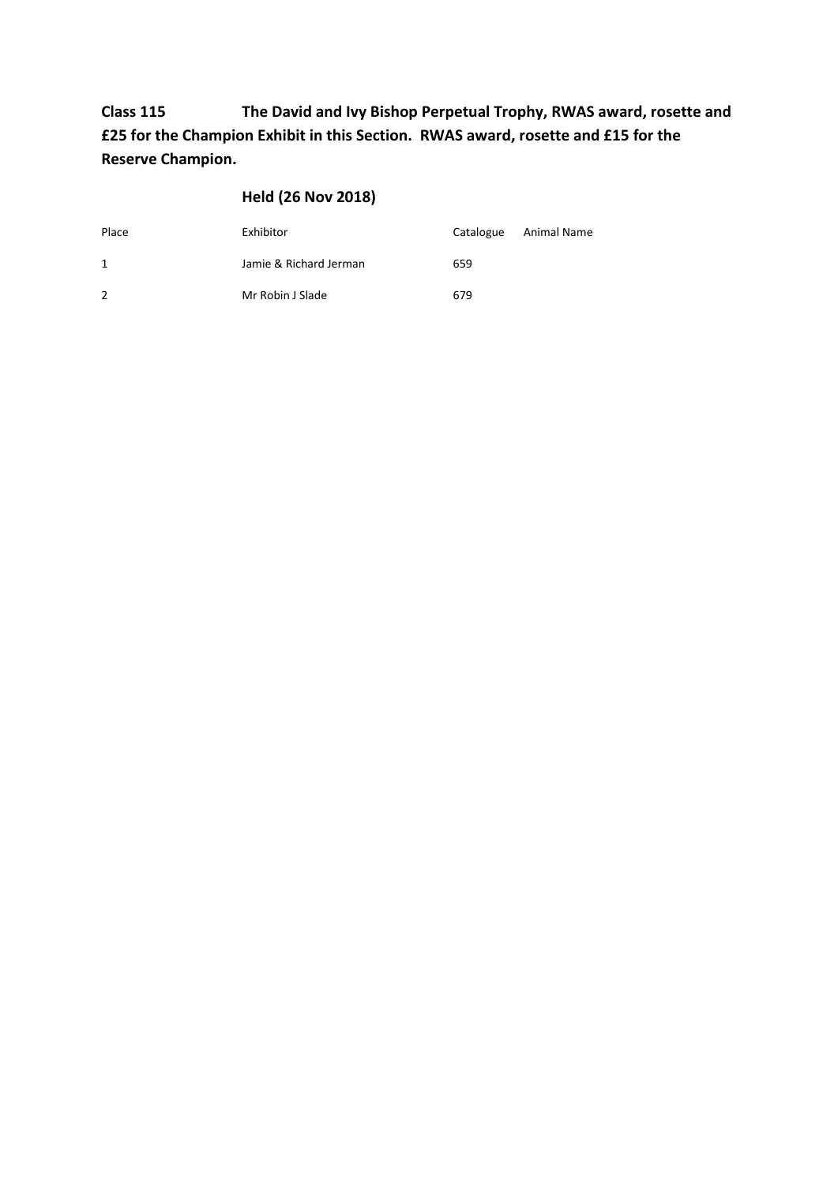**Class 115 The David and Ivy Bishop Perpetual Trophy, RWAS award, rosette and £25 for the Champion Exhibit in this Section. RWAS award, rosette and £15 for the Reserve Champion.**

**Held (26 Nov 2018)**

| Place | Exhibitor | Catalogue | Animal Name |
|---|---|---|---|
| 1 | Jamie & Richard Jerman | 659 | |
| 2 | Mr Robin J Slade | 679 | |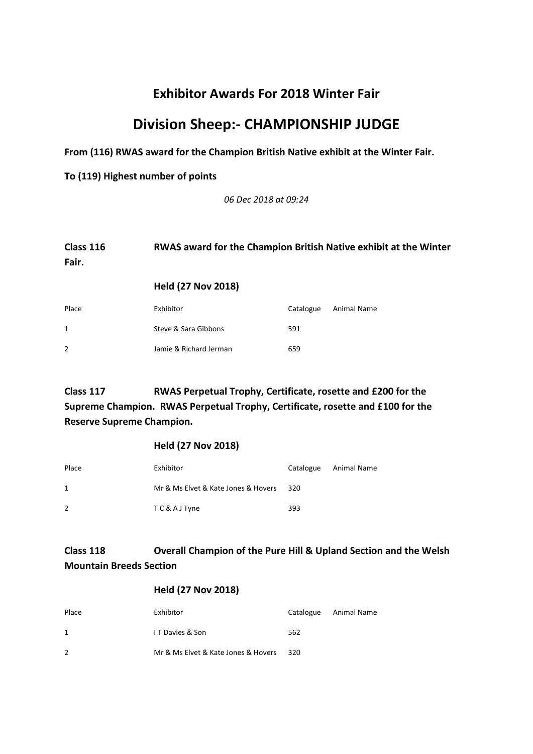## Exhibitor Awards For 2018 Winter Fair

# Division Sheep:- CHAMPIONSHIP JUDGE

**From (116) RWAS award for the Champion British Native exhibit at the Winter Fair.**

**To (119) Highest number of points**

*06 Dec 2018 at 09:24*

**Class 116 RWAS award for the Champion British Native exhibit at the Winter Fair.**

**Held (27 Nov 2018)**

| Place | Exhibitor | Catalogue | Animal Name |
|---|---|---|---|
| 1 | Steve & Sara Gibbons | 591 | |
| 2 | Jamie & Richard Jerman | 659 | |

**Class 117 RWAS Perpetual Trophy, Certificate, rosette and £200 for the Supreme Champion. RWAS Perpetual Trophy, Certificate, rosette and £100 for the Reserve Supreme Champion.**

**Held (27 Nov 2018)**

| Place | Exhibitor | Catalogue | Animal Name |
|---|---|---|---|
| 1 | Mr & Ms Elvet & Kate Jones & Hovers | 320 | |
| 2 | T C & A J Tyne | 393 | |

**Class 118 Overall Champion of the Pure Hill & Upland Section and the Welsh Mountain Breeds Section**

**Held (27 Nov 2018)**

| Place | Exhibitor | Catalogue | Animal Name |
|---|---|---|---|
| 1 | I T Davies & Son | 562 | |
| 2 | Mr & Ms Elvet & Kate Jones & Hovers | 320 | |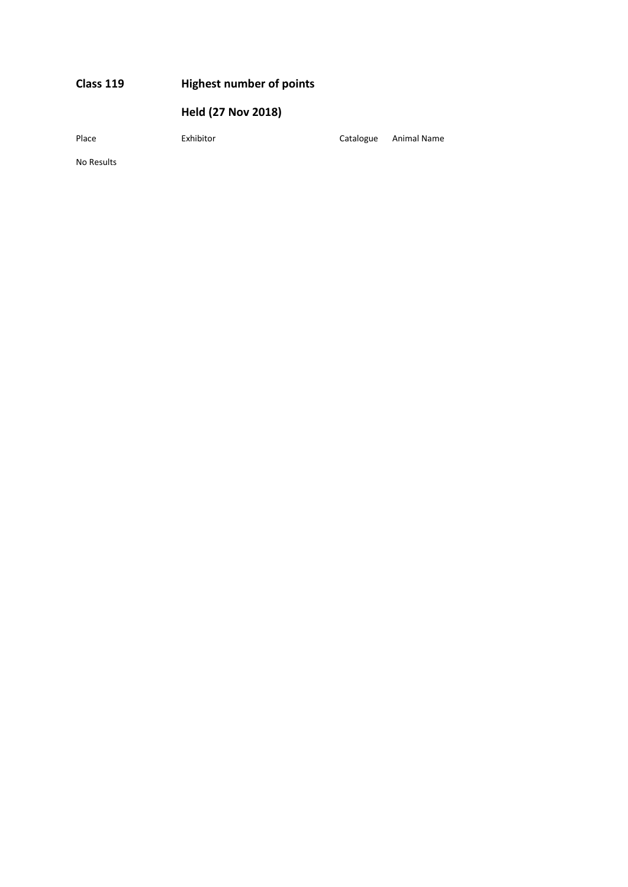## Class 119 Highest number of points

### Held (27 Nov 2018)

| Place | Exhibitor | Catalogue | Animal Name |
|---|---|---|---|

No Results